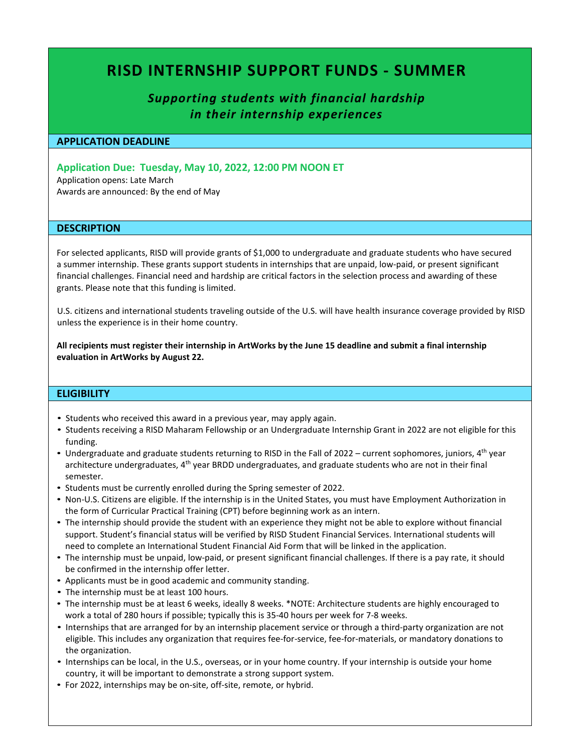# RISD INTERNSHIP SUPPORT FUNDS - SUMMER

***Supporting students with financial hardship in their internship experiences***

## APPLICATION DEADLINE

**Application Due: Tuesday, May 10, 2022, 12:00 PM NOON ET**

Application opens: Late March
Awards are announced: By the end of May

## DESCRIPTION

For selected applicants, RISD will provide grants of $1,000 to undergraduate and graduate students who have secured a summer internship. These grants support students in internships that are unpaid, low-paid, or present significant financial challenges. Financial need and hardship are critical factors in the selection process and awarding of these grants. Please note that this funding is limited.

U.S. citizens and international students traveling outside of the U.S. will have health insurance coverage provided by RISD unless the experience is in their home country.

**All recipients must register their internship in ArtWorks by the June 15 deadline and submit a final internship evaluation in ArtWorks by August 22.**

## ELIGIBILITY

- Students who received this award in a previous year, may apply again.
- Students receiving a RISD Maharam Fellowship or an Undergraduate Internship Grant in 2022 are not eligible for this funding.
- Undergraduate and graduate students returning to RISD in the Fall of 2022 – current sophomores, juniors, 4th year architecture undergraduates, 4th year BRDD undergraduates, and graduate students who are not in their final semester.
- Students must be currently enrolled during the Spring semester of 2022.
- Non-U.S. Citizens are eligible. If the internship is in the United States, you must have Employment Authorization in the form of Curricular Practical Training (CPT) before beginning work as an intern.
- The internship should provide the student with an experience they might not be able to explore without financial support. Student's financial status will be verified by RISD Student Financial Services. International students will need to complete an International Student Financial Aid Form that will be linked in the application.
- The internship must be unpaid, low-paid, or present significant financial challenges. If there is a pay rate, it should be confirmed in the internship offer letter.
- Applicants must be in good academic and community standing.
- The internship must be at least 100 hours.
- The internship must be at least 6 weeks, ideally 8 weeks. *NOTE: Architecture students are highly encouraged to work a total of 280 hours if possible; typically this is 35-40 hours per week for 7-8 weeks.
- Internships that are arranged for by an internship placement service or through a third-party organization are not eligible. This includes any organization that requires fee-for-service, fee-for-materials, or mandatory donations to the organization.
- Internships can be local, in the U.S., overseas, or in your home country. If your internship is outside your home country, it will be important to demonstrate a strong support system.
- For 2022, internships may be on-site, off-site, remote, or hybrid.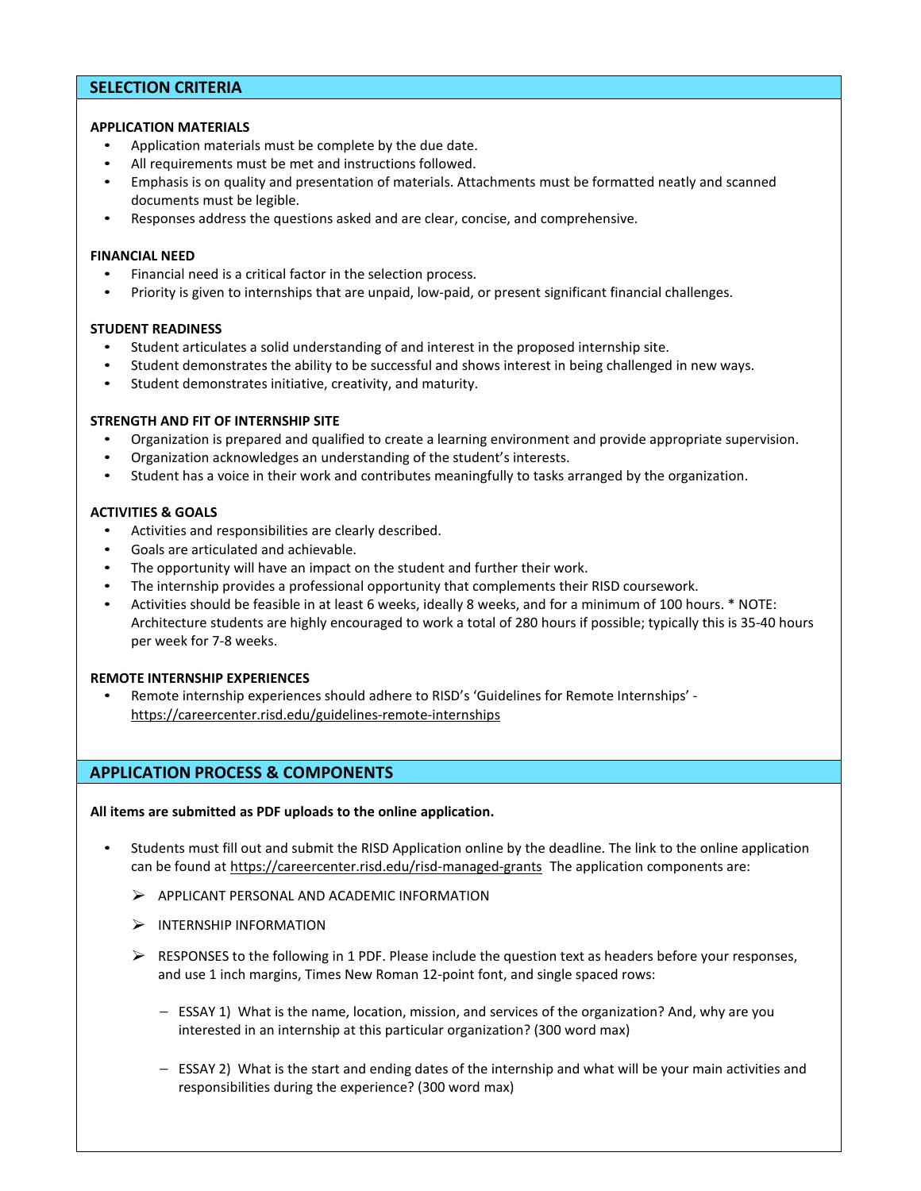## SELECTION CRITERIA

### APPLICATION MATERIALS

- Application materials must be complete by the due date.
- All requirements must be met and instructions followed.
- Emphasis is on quality and presentation of materials. Attachments must be formatted neatly and scanned documents must be legible.
- Responses address the questions asked and are clear, concise, and comprehensive.

### FINANCIAL NEED

- Financial need is a critical factor in the selection process.
- Priority is given to internships that are unpaid, low-paid, or present significant financial challenges.

### STUDENT READINESS

- Student articulates a solid understanding of and interest in the proposed internship site.
- Student demonstrates the ability to be successful and shows interest in being challenged in new ways.
- Student demonstrates initiative, creativity, and maturity.

### STRENGTH AND FIT OF INTERNSHIP SITE

- Organization is prepared and qualified to create a learning environment and provide appropriate supervision.
- Organization acknowledges an understanding of the student's interests.
- Student has a voice in their work and contributes meaningfully to tasks arranged by the organization.

### ACTIVITIES & GOALS

- Activities and responsibilities are clearly described.
- Goals are articulated and achievable.
- The opportunity will have an impact on the student and further their work.
- The internship provides a professional opportunity that complements their RISD coursework.
- Activities should be feasible in at least 6 weeks, ideally 8 weeks, and for a minimum of 100 hours. * NOTE: Architecture students are highly encouraged to work a total of 280 hours if possible; typically this is 35-40 hours per week for 7-8 weeks.

### REMOTE INTERNSHIP EXPERIENCES

- Remote internship experiences should adhere to RISD's 'Guidelines for Remote Internships' - https://careercenter.risd.edu/guidelines-remote-internships

## APPLICATION PROCESS & COMPONENTS

**All items are submitted as PDF uploads to the online application.**

- Students must fill out and submit the RISD Application online by the deadline. The link to the online application can be found at https://careercenter.risd.edu/risd-managed-grants The application components are:
  - APPLICANT PERSONAL AND ACADEMIC INFORMATION
  - INTERNSHIP INFORMATION
  - RESPONSES to the following in 1 PDF. Please include the question text as headers before your responses, and use 1 inch margins, Times New Roman 12-point font, and single spaced rows:
    - ESSAY 1) What is the name, location, mission, and services of the organization? And, why are you interested in an internship at this particular organization? (300 word max)
    - ESSAY 2) What is the start and ending dates of the internship and what will be your main activities and responsibilities during the experience? (300 word max)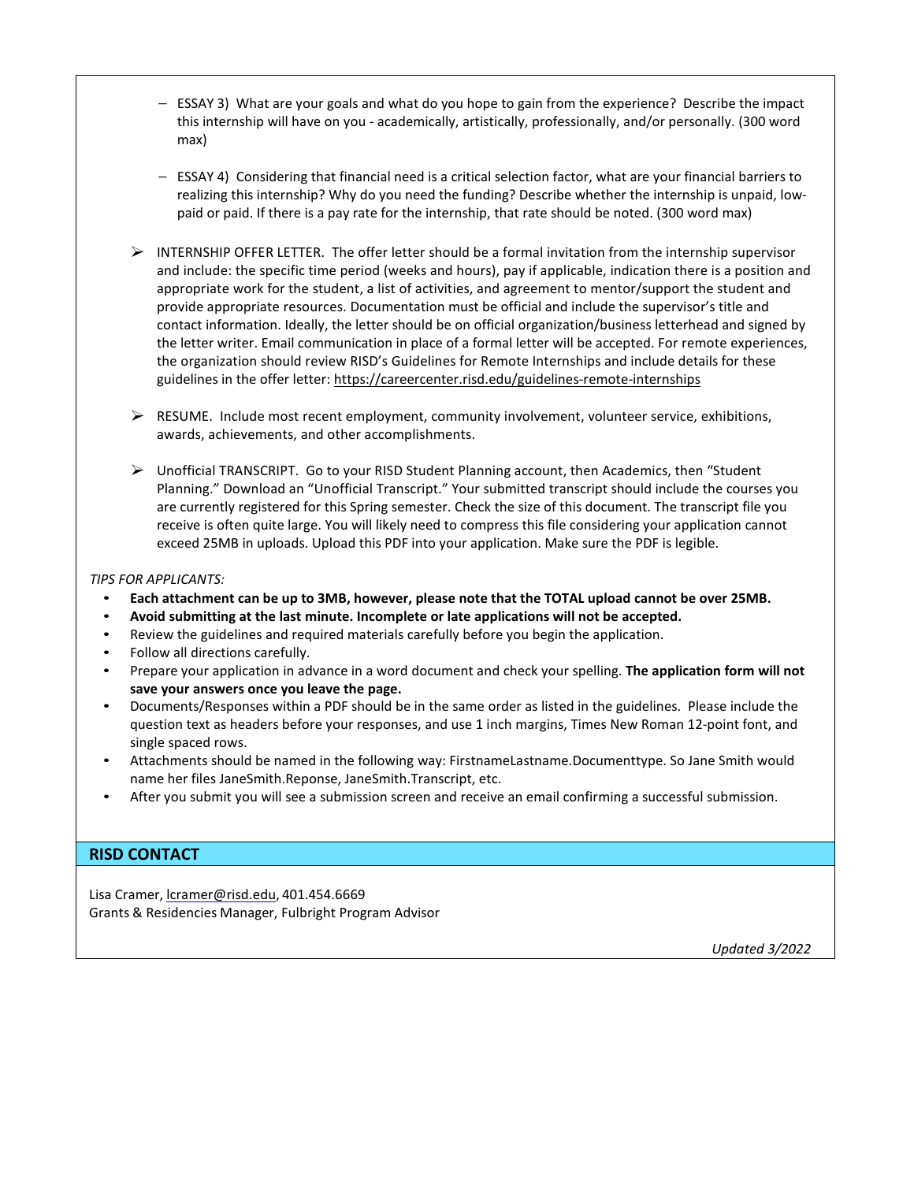- ESSAY 3) What are your goals and what do you hope to gain from the experience? Describe the impact this internship will have on you - academically, artistically, professionally, and/or personally. (300 word max)

- ESSAY 4) Considering that financial need is a critical selection factor, what are your financial barriers to realizing this internship? Why do you need the funding? Describe whether the internship is unpaid, low-paid or paid. If there is a pay rate for the internship, that rate should be noted. (300 word max)

➢ INTERNSHIP OFFER LETTER. The offer letter should be a formal invitation from the internship supervisor and include: the specific time period (weeks and hours), pay if applicable, indication there is a position and appropriate work for the student, a list of activities, and agreement to mentor/support the student and provide appropriate resources. Documentation must be official and include the supervisor's title and contact information. Ideally, the letter should be on official organization/business letterhead and signed by the letter writer. Email communication in place of a formal letter will be accepted. For remote experiences, the organization should review RISD's Guidelines for Remote Internships and include details for these guidelines in the offer letter: https://careercenter.risd.edu/guidelines-remote-internships

➢ RESUME. Include most recent employment, community involvement, volunteer service, exhibitions, awards, achievements, and other accomplishments.

➢ Unofficial TRANSCRIPT. Go to your RISD Student Planning account, then Academics, then "Student Planning." Download an "Unofficial Transcript." Your submitted transcript should include the courses you are currently registered for this Spring semester. Check the size of this document. The transcript file you receive is often quite large. You will likely need to compress this file considering your application cannot exceed 25MB in uploads. Upload this PDF into your application. Make sure the PDF is legible.

*TIPS FOR APPLICANTS:*

- **Each attachment can be up to 3MB, however, please note that the TOTAL upload cannot be over 25MB.**
- **Avoid submitting at the last minute. Incomplete or late applications will not be accepted.**
- Review the guidelines and required materials carefully before you begin the application.
- Follow all directions carefully.
- Prepare your application in advance in a word document and check your spelling. **The application form will not save your answers once you leave the page.**
- Documents/Responses within a PDF should be in the same order as listed in the guidelines. Please include the question text as headers before your responses, and use 1 inch margins, Times New Roman 12-point font, and single spaced rows.
- Attachments should be named in the following way: FirstnameLastname.Documenttype. So Jane Smith would name her files JaneSmith.Reponse, JaneSmith.Transcript, etc.
- After you submit you will see a submission screen and receive an email confirming a successful submission.

## RISD CONTACT

Lisa Cramer, lcramer@risd.edu, 401.454.6669
Grants & Residencies Manager, Fulbright Program Advisor

*Updated 3/2022*